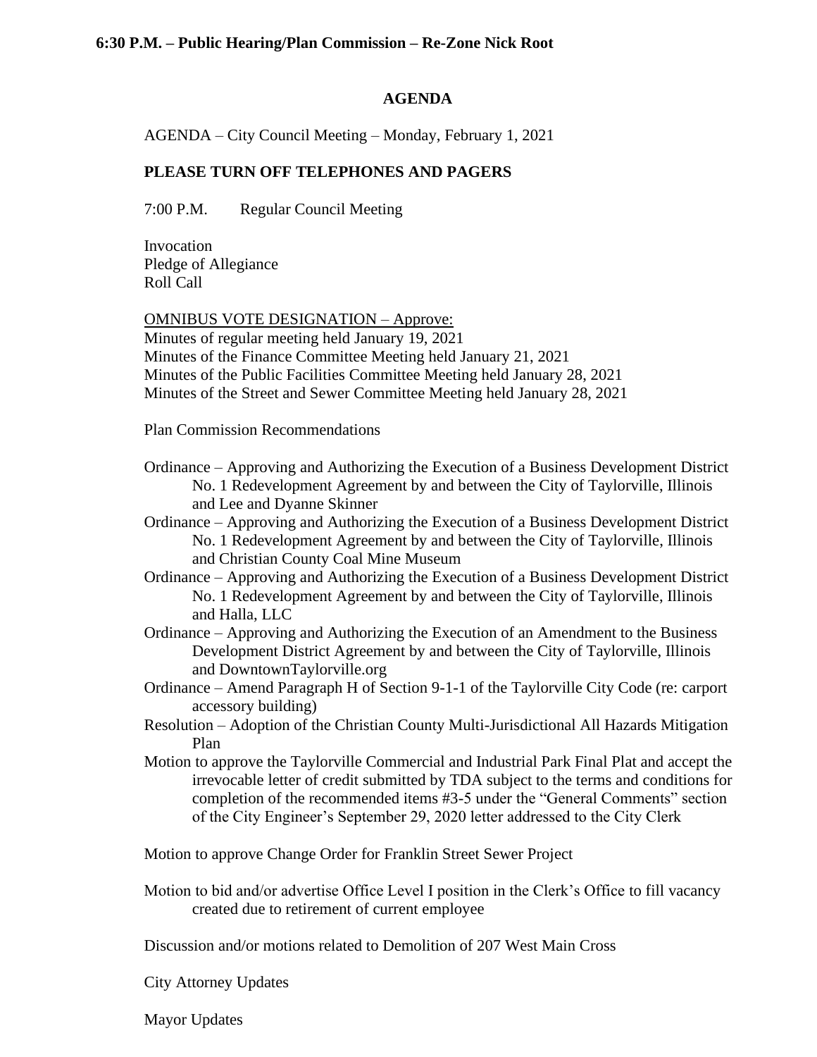**6:30 P.M. – Public Hearing/Plan Commission – Re-Zone Nick Root**

## AGENDA

AGENDA – City Council Meeting – Monday, February 1, 2021

**PLEASE TURN OFF TELEPHONES AND PAGERS**

7:00 P.M. Regular Council Meeting

Invocation
Pledge of Allegiance
Roll Call

<u>OMNIBUS VOTE DESIGNATION – Approve:</u>
Minutes of regular meeting held January 19, 2021
Minutes of the Finance Committee Meeting held January 21, 2021
Minutes of the Public Facilities Committee Meeting held January 28, 2021
Minutes of the Street and Sewer Committee Meeting held January 28, 2021

Plan Commission Recommendations

Ordinance – Approving and Authorizing the Execution of a Business Development District No. 1 Redevelopment Agreement by and between the City of Taylorville, Illinois and Lee and Dyanne Skinner

Ordinance – Approving and Authorizing the Execution of a Business Development District No. 1 Redevelopment Agreement by and between the City of Taylorville, Illinois and Christian County Coal Mine Museum

Ordinance – Approving and Authorizing the Execution of a Business Development District No. 1 Redevelopment Agreement by and between the City of Taylorville, Illinois and Halla, LLC

Ordinance – Approving and Authorizing the Execution of an Amendment to the Business Development District Agreement by and between the City of Taylorville, Illinois and DowntownTaylorville.org

Ordinance – Amend Paragraph H of Section 9-1-1 of the Taylorville City Code (re: carport accessory building)

Resolution – Adoption of the Christian County Multi-Jurisdictional All Hazards Mitigation Plan

Motion to approve the Taylorville Commercial and Industrial Park Final Plat and accept the irrevocable letter of credit submitted by TDA subject to the terms and conditions for completion of the recommended items #3-5 under the "General Comments" section of the City Engineer's September 29, 2020 letter addressed to the City Clerk

Motion to approve Change Order for Franklin Street Sewer Project

Motion to bid and/or advertise Office Level I position in the Clerk's Office to fill vacancy created due to retirement of current employee

Discussion and/or motions related to Demolition of 207 West Main Cross

City Attorney Updates

Mayor Updates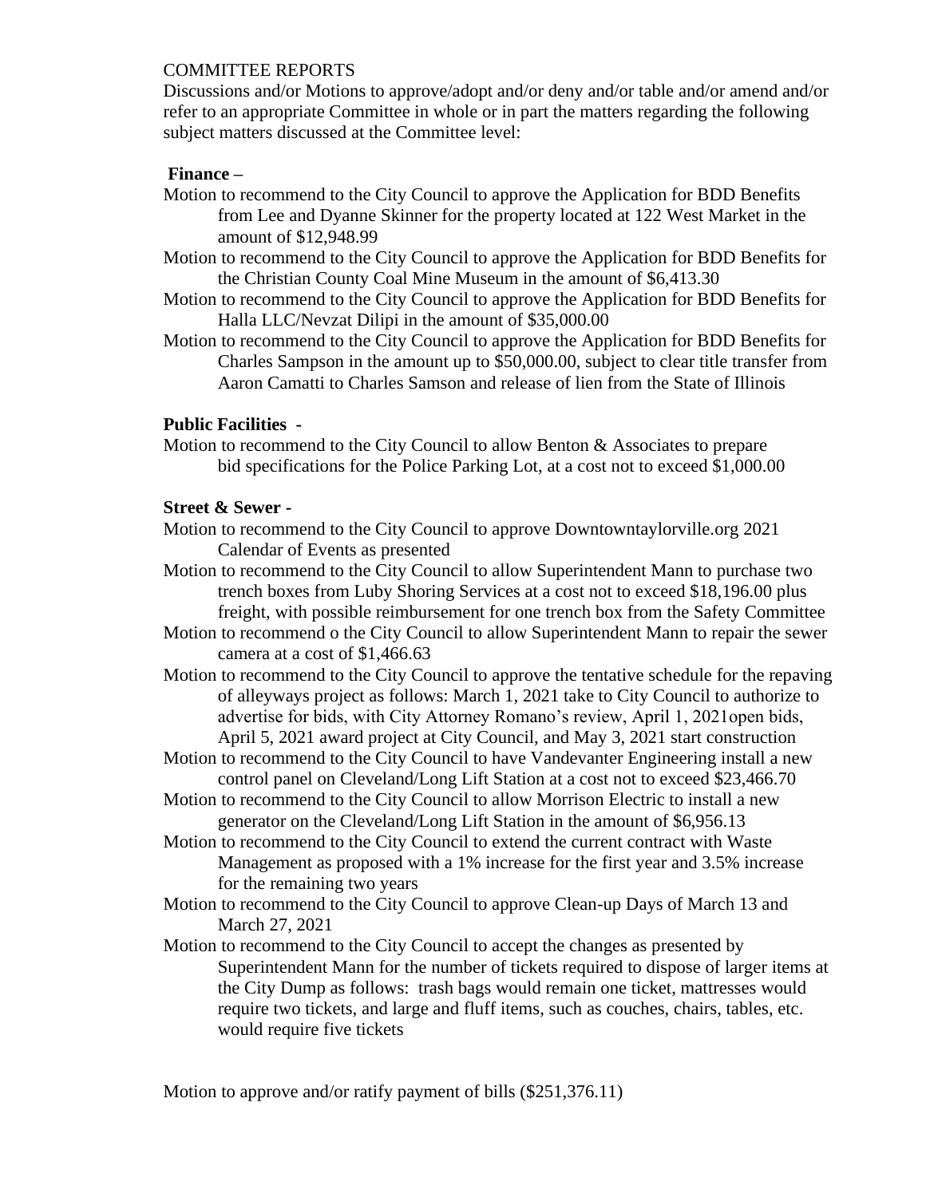COMMITTEE REPORTS

Discussions and/or Motions to approve/adopt and/or deny and/or table and/or amend and/or refer to an appropriate Committee in whole or in part the matters regarding the following subject matters discussed at the Committee level:

**Finance –**

Motion to recommend to the City Council to approve the Application for BDD Benefits from Lee and Dyanne Skinner for the property located at 122 West Market in the amount of $12,948.99

Motion to recommend to the City Council to approve the Application for BDD Benefits for the Christian County Coal Mine Museum in the amount of $6,413.30

Motion to recommend to the City Council to approve the Application for BDD Benefits for Halla LLC/Nevzat Dilipi in the amount of $35,000.00

Motion to recommend to the City Council to approve the Application for BDD Benefits for Charles Sampson in the amount up to $50,000.00, subject to clear title transfer from Aaron Camatti to Charles Samson and release of lien from the State of Illinois

**Public Facilities -**

Motion to recommend to the City Council to allow Benton & Associates to prepare bid specifications for the Police Parking Lot, at a cost not to exceed $1,000.00

**Street & Sewer -**

Motion to recommend to the City Council to approve Downtowntaylorville.org 2021 Calendar of Events as presented

Motion to recommend to the City Council to allow Superintendent Mann to purchase two trench boxes from Luby Shoring Services at a cost not to exceed $18,196.00 plus freight, with possible reimbursement for one trench box from the Safety Committee

Motion to recommend o the City Council to allow Superintendent Mann to repair the sewer camera at a cost of $1,466.63

Motion to recommend to the City Council to approve the tentative schedule for the repaving of alleyways project as follows: March 1, 2021 take to City Council to authorize to advertise for bids, with City Attorney Romano's review, April 1, 2021open bids, April 5, 2021 award project at City Council, and May 3, 2021 start construction

Motion to recommend to the City Council to have Vandevanter Engineering install a new control panel on Cleveland/Long Lift Station at a cost not to exceed $23,466.70

Motion to recommend to the City Council to allow Morrison Electric to install a new generator on the Cleveland/Long Lift Station in the amount of $6,956.13

Motion to recommend to the City Council to extend the current contract with Waste Management as proposed with a 1% increase for the first year and 3.5% increase for the remaining two years

Motion to recommend to the City Council to approve Clean-up Days of March 13 and March 27, 2021

Motion to recommend to the City Council to accept the changes as presented by Superintendent Mann for the number of tickets required to dispose of larger items at the City Dump as follows: trash bags would remain one ticket, mattresses would require two tickets, and large and fluff items, such as couches, chairs, tables, etc. would require five tickets

Motion to approve and/or ratify payment of bills ($251,376.11)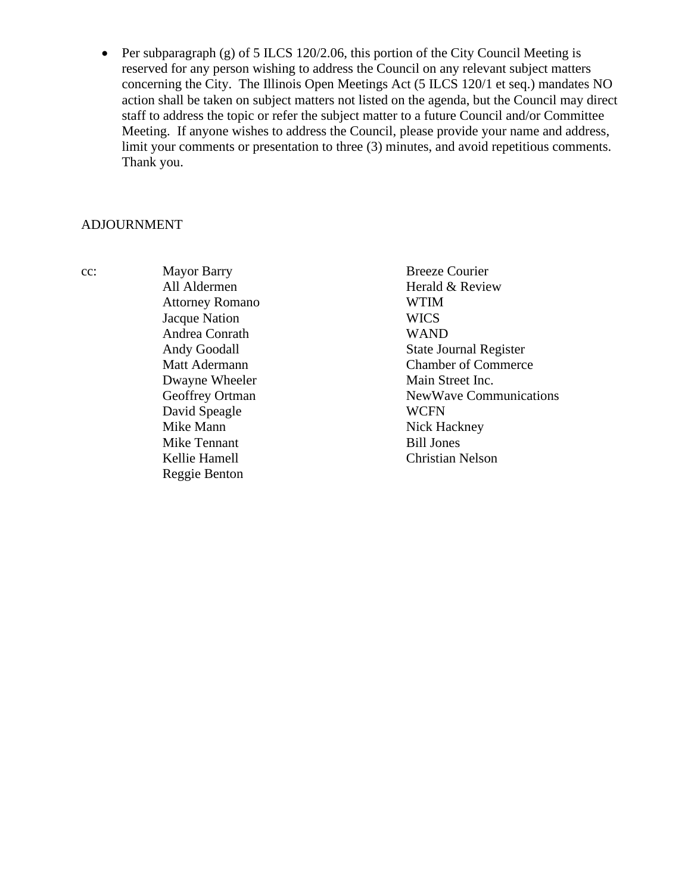- Per subparagraph (g) of 5 ILCS 120/2.06, this portion of the City Council Meeting is reserved for any person wishing to address the Council on any relevant subject matters concerning the City. The Illinois Open Meetings Act (5 ILCS 120/1 et seq.) mandates NO action shall be taken on subject matters not listed on the agenda, but the Council may direct staff to address the topic or refer the subject matter to a future Council and/or Committee Meeting. If anyone wishes to address the Council, please provide your name and address, limit your comments or presentation to three (3) minutes, and avoid repetitious comments. Thank you.

ADJOURNMENT

| | | |
|---|---|---|
| cc: | Mayor Barry | Breeze Courier |
| | All Aldermen | Herald & Review |
| | Attorney Romano | WTIM |
| | Jacque Nation | WICS |
| | Andrea Conrath | WAND |
| | Andy Goodall | State Journal Register |
| | Matt Adermann | Chamber of Commerce |
| | Dwayne Wheeler | Main Street Inc. |
| | Geoffrey Ortman | NewWave Communications |
| | David Speagle | WCFN |
| | Mike Mann | Nick Hackney |
| | Mike Tennant | Bill Jones |
| | Kellie Hamell | Christian Nelson |
| | Reggie Benton | |